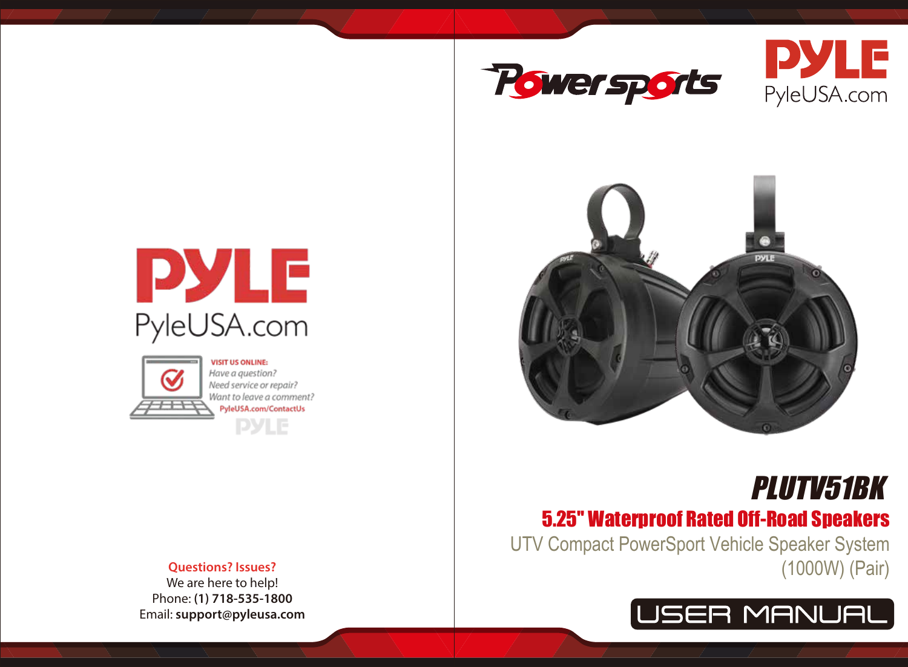# PYLE

PyleUSA.com

**VISIT US ONLINE:**

*Have a question?*
*Need service or repair?*
*Want to leave a comment?*

PyleUSA.com/ContactUs

**Questions? Issues?**

We are here to help!

Phone: **(1) 718-535-1800**

Email: **support@pyleusa.com**

Powersports

PYLE

PyleUSA.com

# PLUTV51BK

## 5.25" Waterproof Rated Off-Road Speakers

UTV Compact PowerSport Vehicle Speaker System (1000W) (Pair)

USER MANUAL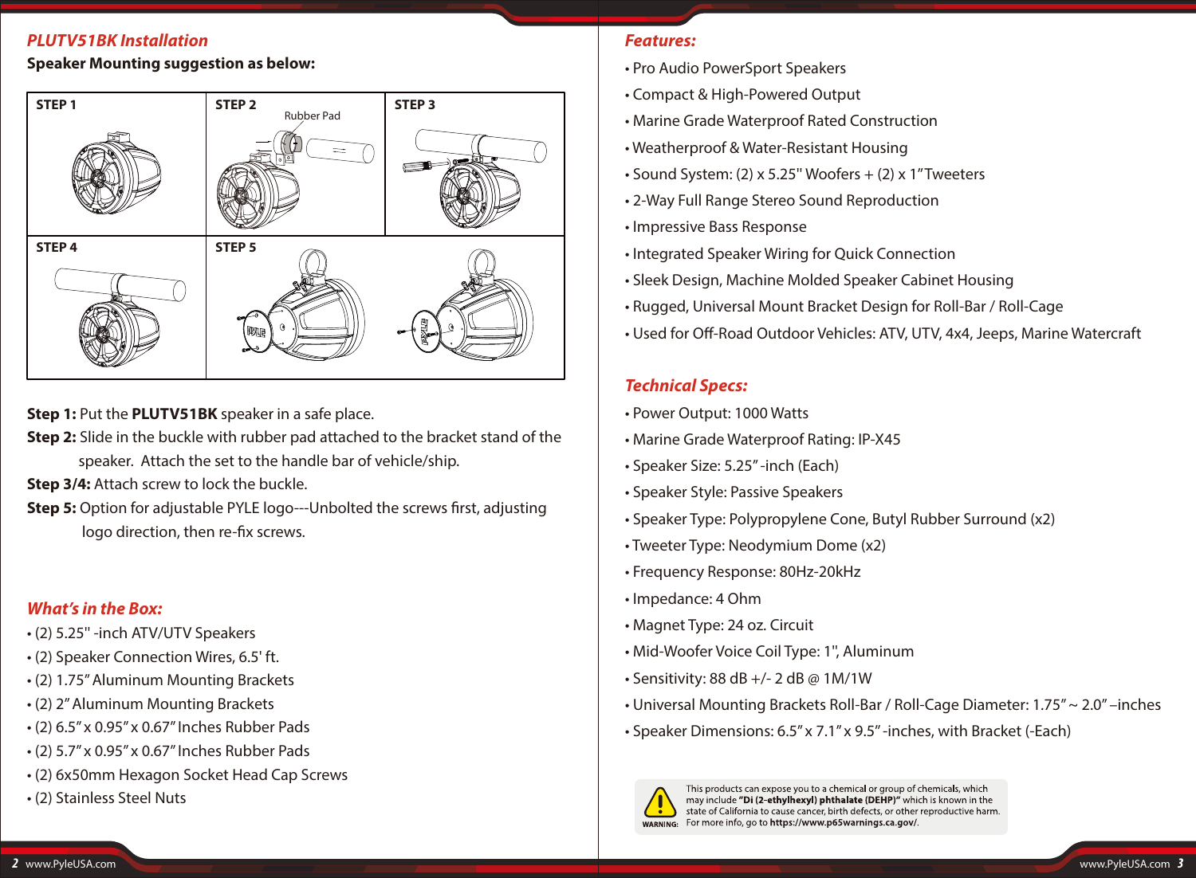## *PLUTV51BK Installation*

**Speaker Mounting suggestion as below:**

STEP 1

STEP 2

Rubber Pad

STEP 3

STEP 4

STEP 5

**Step 1:** Put the **PLUTV51BK** speaker in a safe place.

**Step 2:** Slide in the buckle with rubber pad attached to the bracket stand of the speaker. Attach the set to the handle bar of vehicle/ship.

**Step 3/4:** Attach screw to lock the buckle.

**Step 5:** Option for adjustable PYLE logo---Unbolted the screws first, adjusting logo direction, then re-fix screws.

## *What's in the Box:*

- (2) 5.25'' -inch ATV/UTV Speakers
- (2) Speaker Connection Wires, 6.5' ft.
- (2) 1.75" Aluminum Mounting Brackets
- (2) 2" Aluminum Mounting Brackets
- (2) 6.5" x 0.95" x 0.67" Inches Rubber Pads
- (2) 5.7" x 0.95" x 0.67" Inches Rubber Pads
- (2) 6x50mm Hexagon Socket Head Cap Screws
- (2) Stainless Steel Nuts

## *Features:*

- Pro Audio PowerSport Speakers
- Compact & High-Powered Output
- Marine Grade Waterproof Rated Construction
- Weatherproof & Water-Resistant Housing
- Sound System: (2) x 5.25'' Woofers + (2) x 1" Tweeters
- 2-Way Full Range Stereo Sound Reproduction
- Impressive Bass Response
- Integrated Speaker Wiring for Quick Connection
- Sleek Design, Machine Molded Speaker Cabinet Housing
- Rugged, Universal Mount Bracket Design for Roll-Bar / Roll-Cage
- Used for Off-Road Outdoor Vehicles: ATV, UTV, 4x4, Jeeps, Marine Watercraft

## *Technical Specs:*

- Power Output: 1000 Watts
- Marine Grade Waterproof Rating: IP-X45
- Speaker Size: 5.25" -inch (Each)
- Speaker Style: Passive Speakers
- Speaker Type: Polypropylene Cone, Butyl Rubber Surround (x2)
- Tweeter Type: Neodymium Dome (x2)
- Frequency Response: 80Hz-20kHz
- Impedance: 4 Ohm
- Magnet Type: 24 oz. Circuit
- Mid-Woofer Voice Coil Type: 1'', Aluminum
- Sensitivity: 88 dB +/- 2 dB @ 1M/1W
- Universal Mounting Brackets Roll-Bar / Roll-Cage Diameter: 1.75" ~ 2.0" –inches
- Speaker Dimensions: 6.5" x 7.1" x 9.5" -inches, with Bracket (-Each)

**WARNING:** This products can expose you to a chemical or group of chemicals, which may include **"Di (2-ethylhexyl) phthalate (DEHP)"** which is known in the state of California to cause cancer, birth defects, or other reproductive harm. For more info, go to **https://www.p65warnings.ca.gov/**.